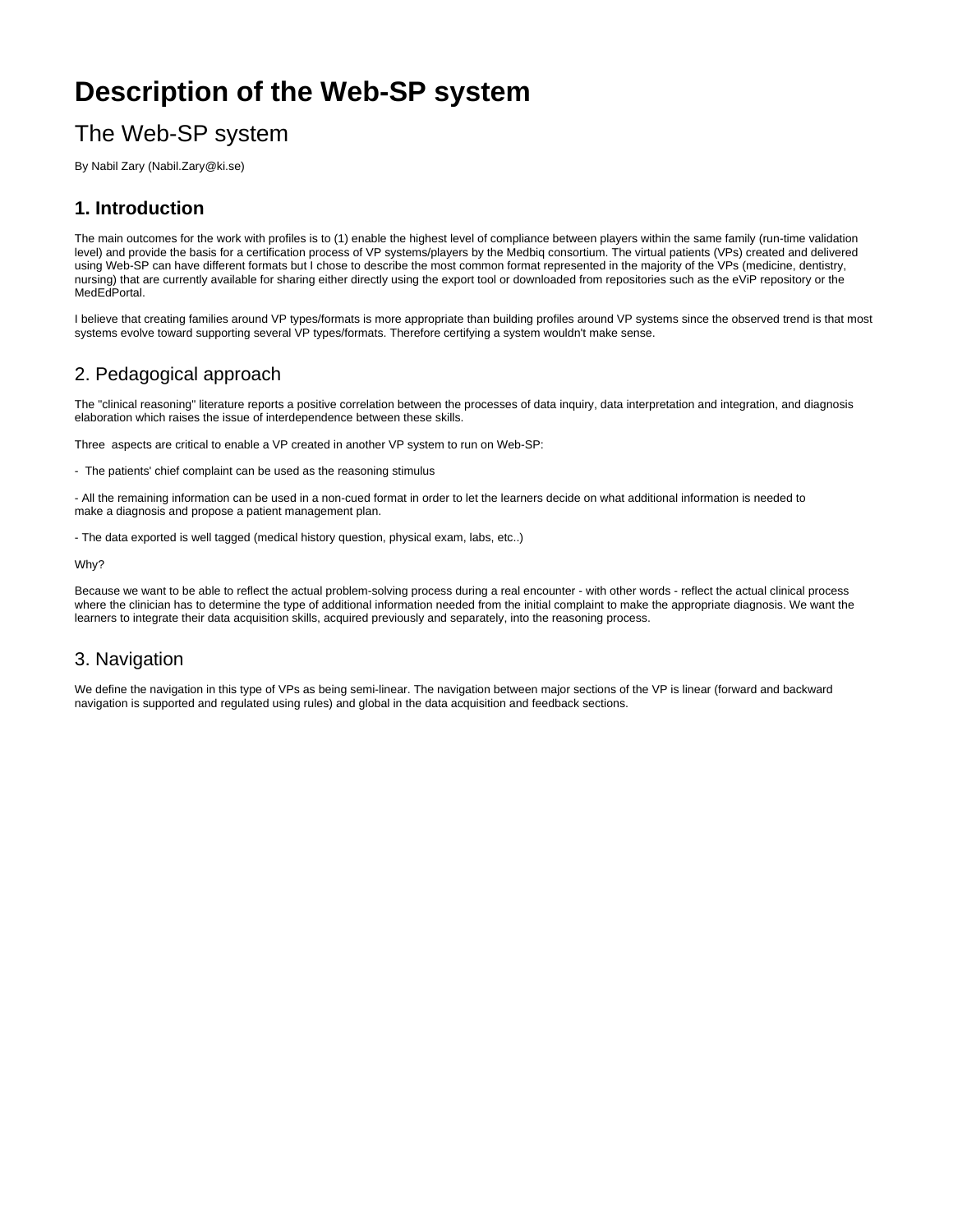# Description of the Web-SP system

## The Web-SP system

By Nabil Zary (Nabil.Zary@ki.se)

### 1. Introduction

The main outcomes for the work with profiles is to (1) enable the highest level of compliance between players within the same family (run-time validation level) and provide the basis for a certification process of VP systems/players by the Medbiq consortium. The virtual patients (VPs) created and delivered using Web-SP can have different formats but I chose to describe the most common format represented in the majority of the VPs (medicine, dentistry, nursing) that are currently available for sharing either directly using the export tool or downloaded from repositories such as the eViP repository or the MedEdPortal.

I believe that creating families around VP types/formats is more appropriate than building profiles around VP systems since the observed trend is that most systems evolve toward supporting several VP types/formats. Therefore certifying a system wouldn't make sense.

### 2. Pedagogical approach

The "clinical reasoning" literature reports a positive correlation between the processes of data inquiry, data interpretation and integration, and diagnosis elaboration which raises the issue of interdependence between these skills.

Three aspects are critical to enable a VP created in another VP system to run on Web-SP:

- The patients' chief complaint can be used as the reasoning stimulus

- All the remaining information can be used in a non-cued format in order to let the learners decide on what additional information is needed to make a diagnosis and propose a patient management plan.

- The data exported is well tagged (medical history question, physical exam, labs, etc..)

Why?

Because we want to be able to reflect the actual problem-solving process during a real encounter - with other words - reflect the actual clinical process where the clinician has to determine the type of additional information needed from the initial complaint to make the appropriate diagnosis. We want the learners to integrate their data acquisition skills, acquired previously and separately, into the reasoning process.

### 3. Navigation

We define the navigation in this type of VPs as being semi-linear. The navigation between major sections of the VP is linear (forward and backward navigation is supported and regulated using rules) and global in the data acquisition and feedback sections.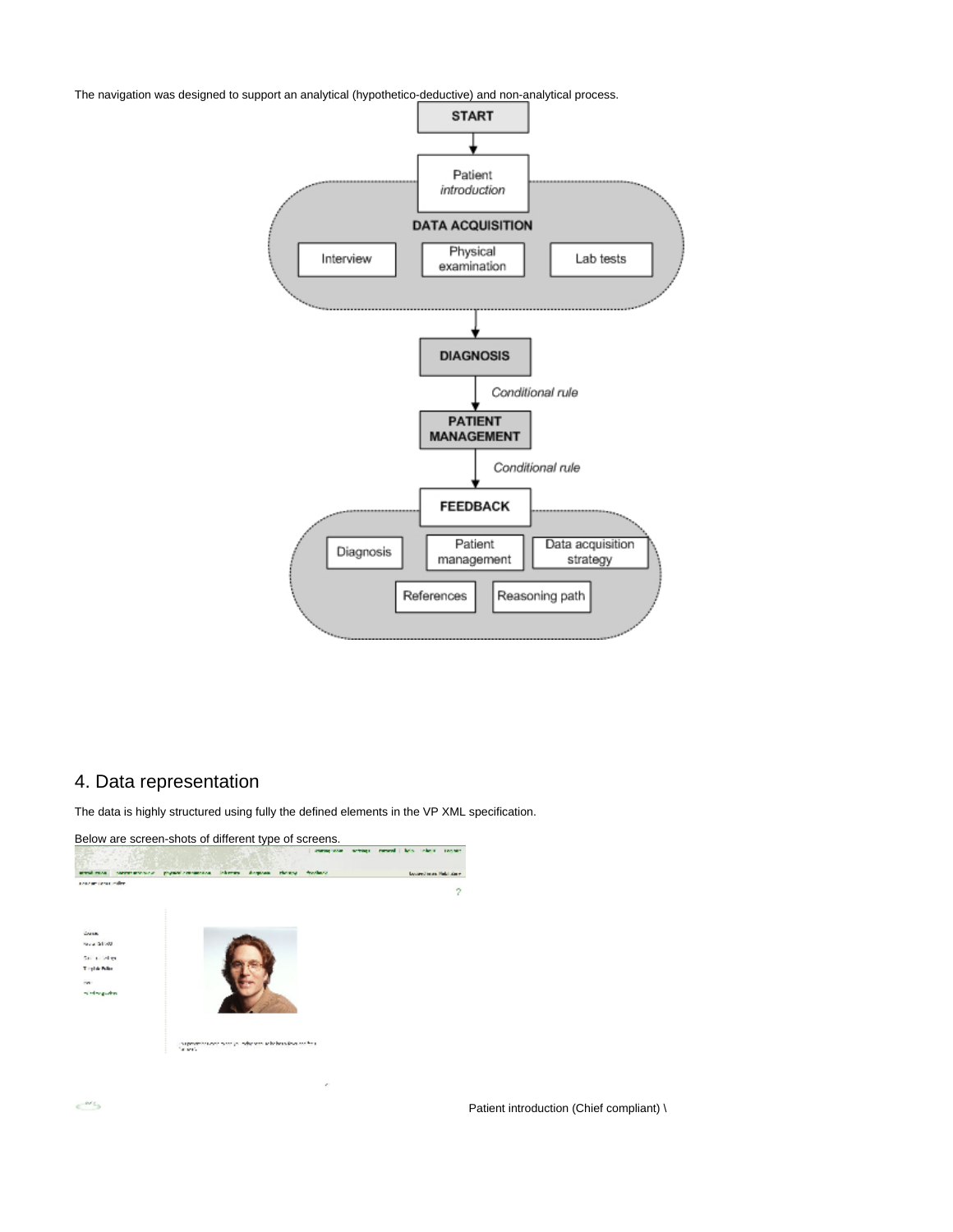The navigation was designed to support an analytical (hypothetico-deductive) and non-analytical process.

START

Patient *introduction*

DATA ACQUISITION

Interview

Physical examination

Lab tests

DIAGNOSIS

*Conditional rule*

PATIENT MANAGEMENT

*Conditional rule*

FEEDBACK

Diagnosis

Patient management

Data acquisition strategy

References

Reasoning path

## 4. Data representation

The data is highly structured using fully the defined elements in the VP XML specification.

Below are screen-shots of different type of screens.

Patient introduction (Chief compliant) \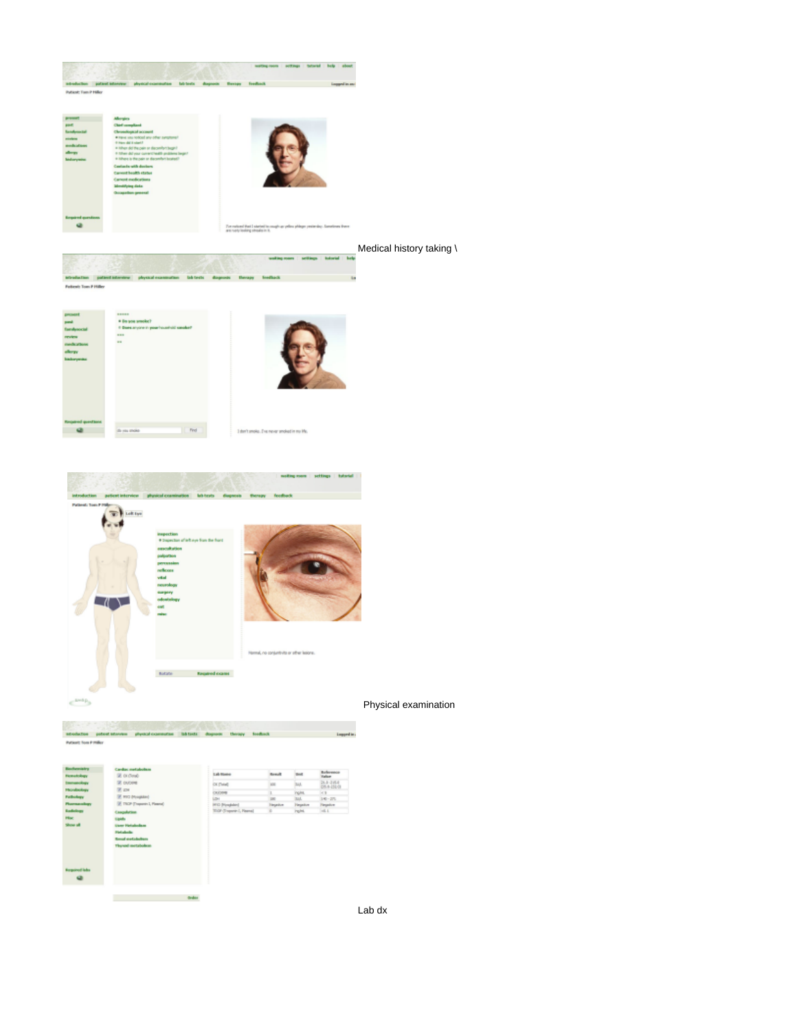Medical history taking \

Physical examination

Lab dx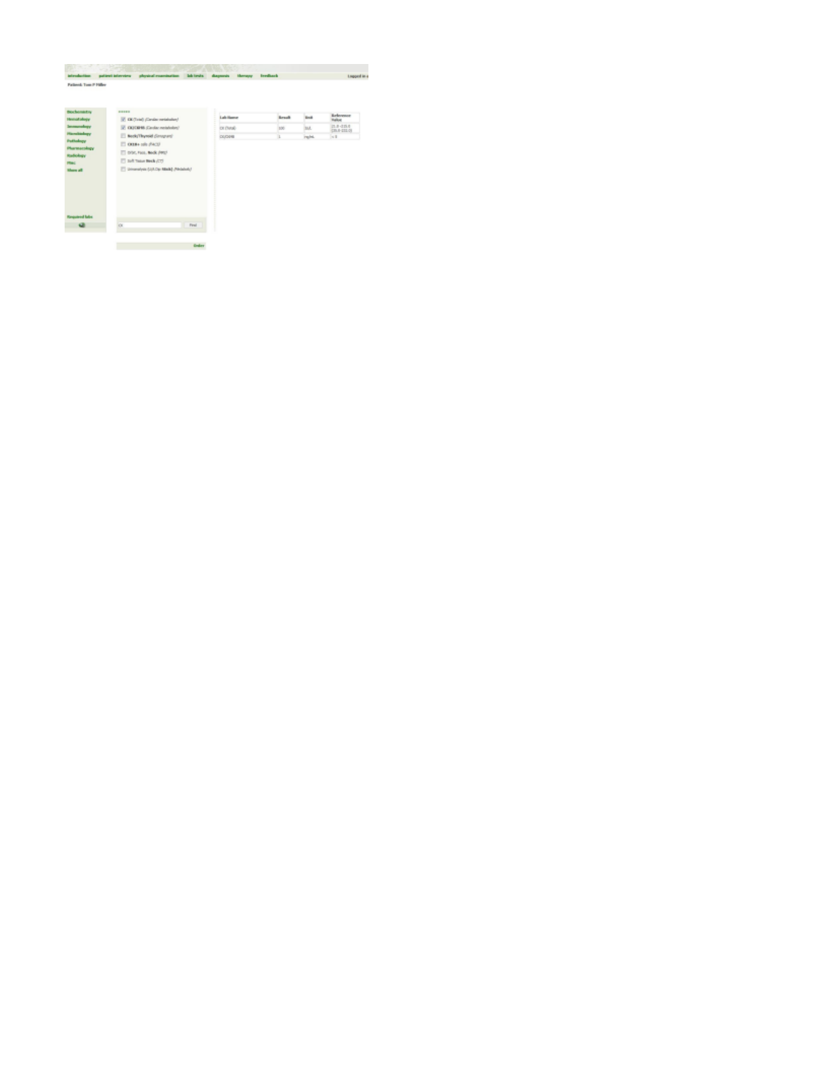introduction | patient interview | physical examination | lab tests | diagnosis | therapy | feedback

Logged in a

Patient: Tom P Miller

Biochemistry
Hematology
Immunology
Microbiology
Pathology
Pharmacology
Radiology
Misc
Show all

Required labs

- [x] CK (Total) *(Cardiac metabolism)*
- [x] CK/CKMB *(Cardiac metabolism)*
- [ ] Neck/Thyroid *(Sonogram)*
- [ ] CD19+ cells *(FACS)*
- [ ] Orbit, Face, Neck *(MRI)*
- [ ] Soft Tissue Neck *(CT)*
- [ ] Urinanalysis (UA Dip Stick) *(Metabolic)*

CK | Find

Order

| Lab Name | Result | Unit | Reference Value |
|---|---|---|---|
| CK (Total) | 100 | U/L | 21.0 - 215.0 (55.0 - 222.0) |
| CK/CKMB | 5 | ng/mL | < 5 |